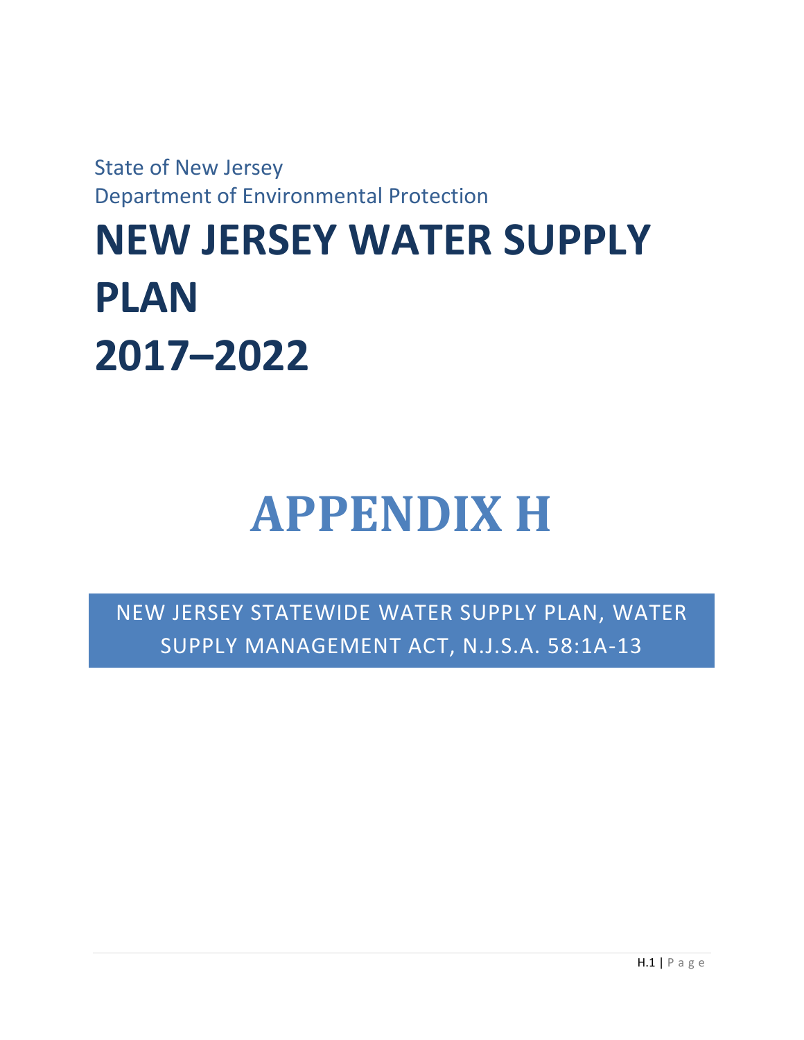State of New Jersey
Department of Environmental Protection

# NEW JERSEY WATER SUPPLY PLAN 2017–2022

# APPENDIX H

NEW JERSEY STATEWIDE WATER SUPPLY PLAN, WATER SUPPLY MANAGEMENT ACT, N.J.S.A. 58:1A-13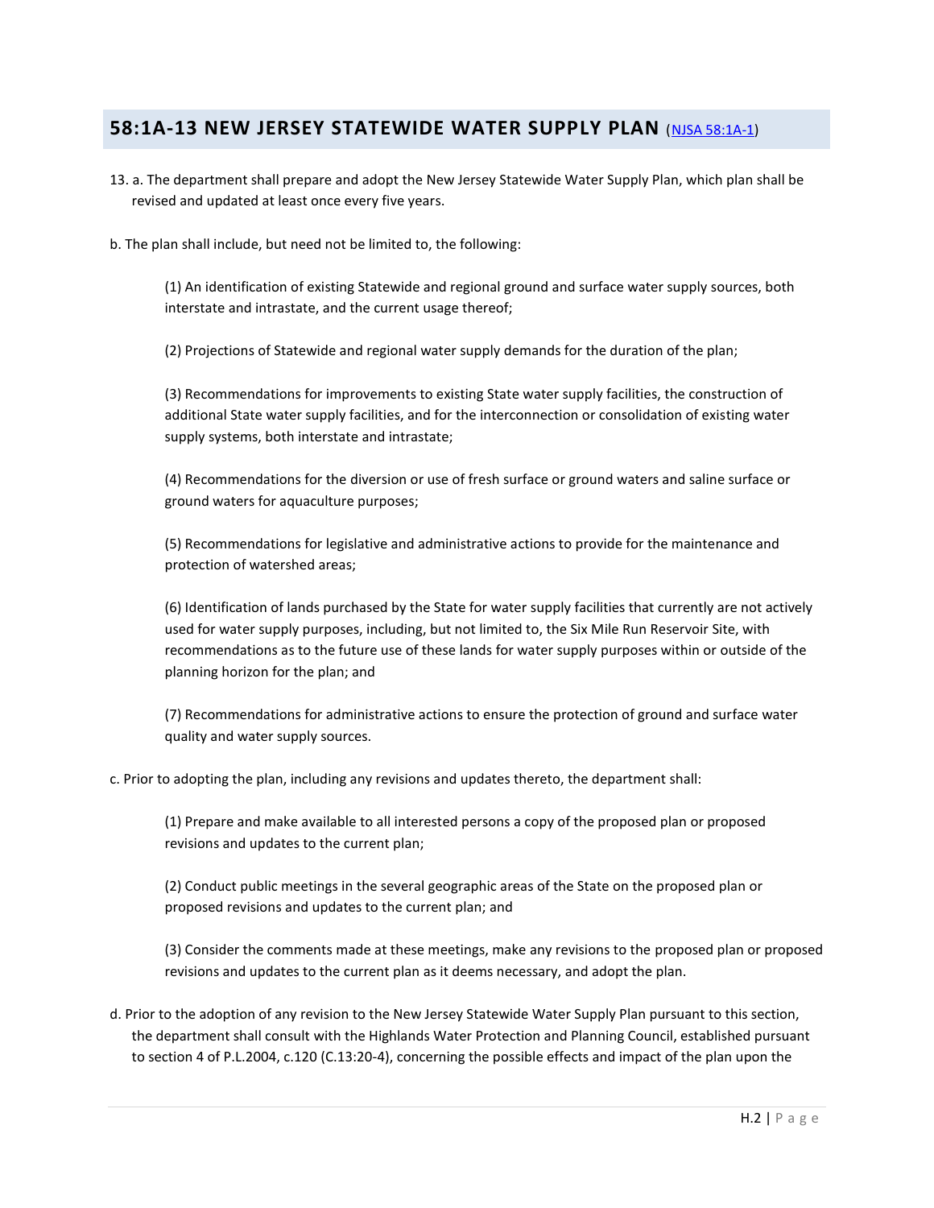## 58:1A-13 NEW JERSEY STATEWIDE WATER SUPPLY PLAN (NJSA 58:1A-1)

13. a. The department shall prepare and adopt the New Jersey Statewide Water Supply Plan, which plan shall be revised and updated at least once every five years.

b. The plan shall include, but need not be limited to, the following:

(1) An identification of existing Statewide and regional ground and surface water supply sources, both interstate and intrastate, and the current usage thereof;

(2) Projections of Statewide and regional water supply demands for the duration of the plan;

(3) Recommendations for improvements to existing State water supply facilities, the construction of additional State water supply facilities, and for the interconnection or consolidation of existing water supply systems, both interstate and intrastate;

(4) Recommendations for the diversion or use of fresh surface or ground waters and saline surface or ground waters for aquaculture purposes;

(5) Recommendations for legislative and administrative actions to provide for the maintenance and protection of watershed areas;

(6) Identification of lands purchased by the State for water supply facilities that currently are not actively used for water supply purposes, including, but not limited to, the Six Mile Run Reservoir Site, with recommendations as to the future use of these lands for water supply purposes within or outside of the planning horizon for the plan; and

(7) Recommendations for administrative actions to ensure the protection of ground and surface water quality and water supply sources.

c. Prior to adopting the plan, including any revisions and updates thereto, the department shall:

(1) Prepare and make available to all interested persons a copy of the proposed plan or proposed revisions and updates to the current plan;

(2) Conduct public meetings in the several geographic areas of the State on the proposed plan or proposed revisions and updates to the current plan; and

(3) Consider the comments made at these meetings, make any revisions to the proposed plan or proposed revisions and updates to the current plan as it deems necessary, and adopt the plan.

d. Prior to the adoption of any revision to the New Jersey Statewide Water Supply Plan pursuant to this section, the department shall consult with the Highlands Water Protection and Planning Council, established pursuant to section 4 of P.L.2004, c.120 (C.13:20-4), concerning the possible effects and impact of the plan upon the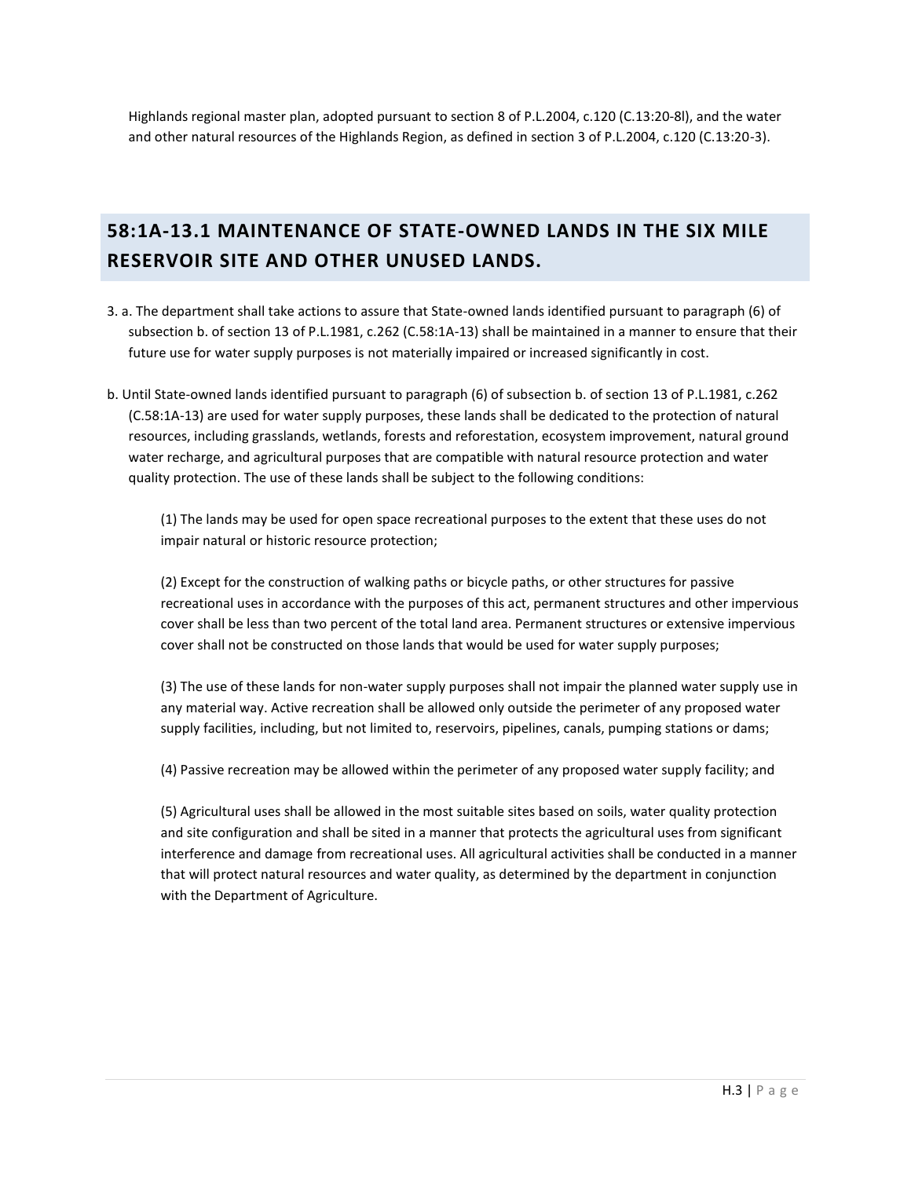Highlands regional master plan, adopted pursuant to section 8 of P.L.2004, c.120 (C.13:20-8l), and the water and other natural resources of the Highlands Region, as defined in section 3 of P.L.2004, c.120 (C.13:20-3).

## 58:1A-13.1 MAINTENANCE OF STATE-OWNED LANDS IN THE SIX MILE RESERVOIR SITE AND OTHER UNUSED LANDS.

3. a. The department shall take actions to assure that State-owned lands identified pursuant to paragraph (6) of subsection b. of section 13 of P.L.1981, c.262 (C.58:1A-13) shall be maintained in a manner to ensure that their future use for water supply purposes is not materially impaired or increased significantly in cost.

b. Until State-owned lands identified pursuant to paragraph (6) of subsection b. of section 13 of P.L.1981, c.262 (C.58:1A-13) are used for water supply purposes, these lands shall be dedicated to the protection of natural resources, including grasslands, wetlands, forests and reforestation, ecosystem improvement, natural ground water recharge, and agricultural purposes that are compatible with natural resource protection and water quality protection. The use of these lands shall be subject to the following conditions:

(1) The lands may be used for open space recreational purposes to the extent that these uses do not impair natural or historic resource protection;

(2) Except for the construction of walking paths or bicycle paths, or other structures for passive recreational uses in accordance with the purposes of this act, permanent structures and other impervious cover shall be less than two percent of the total land area. Permanent structures or extensive impervious cover shall not be constructed on those lands that would be used for water supply purposes;

(3) The use of these lands for non-water supply purposes shall not impair the planned water supply use in any material way. Active recreation shall be allowed only outside the perimeter of any proposed water supply facilities, including, but not limited to, reservoirs, pipelines, canals, pumping stations or dams;

(4) Passive recreation may be allowed within the perimeter of any proposed water supply facility; and

(5) Agricultural uses shall be allowed in the most suitable sites based on soils, water quality protection and site configuration and shall be sited in a manner that protects the agricultural uses from significant interference and damage from recreational uses. All agricultural activities shall be conducted in a manner that will protect natural resources and water quality, as determined by the department in conjunction with the Department of Agriculture.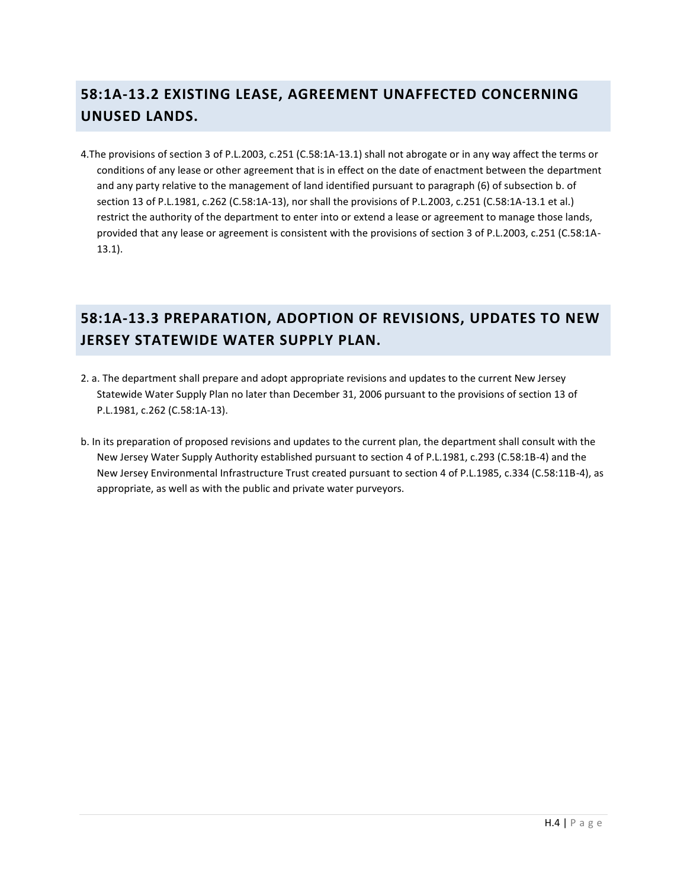## 58:1A-13.2 EXISTING LEASE, AGREEMENT UNAFFECTED CONCERNING UNUSED LANDS.

4.The provisions of section 3 of P.L.2003, c.251 (C.58:1A-13.1) shall not abrogate or in any way affect the terms or conditions of any lease or other agreement that is in effect on the date of enactment between the department and any party relative to the management of land identified pursuant to paragraph (6) of subsection b. of section 13 of P.L.1981, c.262 (C.58:1A-13), nor shall the provisions of P.L.2003, c.251 (C.58:1A-13.1 et al.) restrict the authority of the department to enter into or extend a lease or agreement to manage those lands, provided that any lease or agreement is consistent with the provisions of section 3 of P.L.2003, c.251 (C.58:1A-13.1).

## 58:1A-13.3 PREPARATION, ADOPTION OF REVISIONS, UPDATES TO NEW JERSEY STATEWIDE WATER SUPPLY PLAN.

2. a. The department shall prepare and adopt appropriate revisions and updates to the current New Jersey Statewide Water Supply Plan no later than December 31, 2006 pursuant to the provisions of section 13 of P.L.1981, c.262 (C.58:1A-13).

b. In its preparation of proposed revisions and updates to the current plan, the department shall consult with the New Jersey Water Supply Authority established pursuant to section 4 of P.L.1981, c.293 (C.58:1B-4) and the New Jersey Environmental Infrastructure Trust created pursuant to section 4 of P.L.1985, c.334 (C.58:11B-4), as appropriate, as well as with the public and private water purveyors.